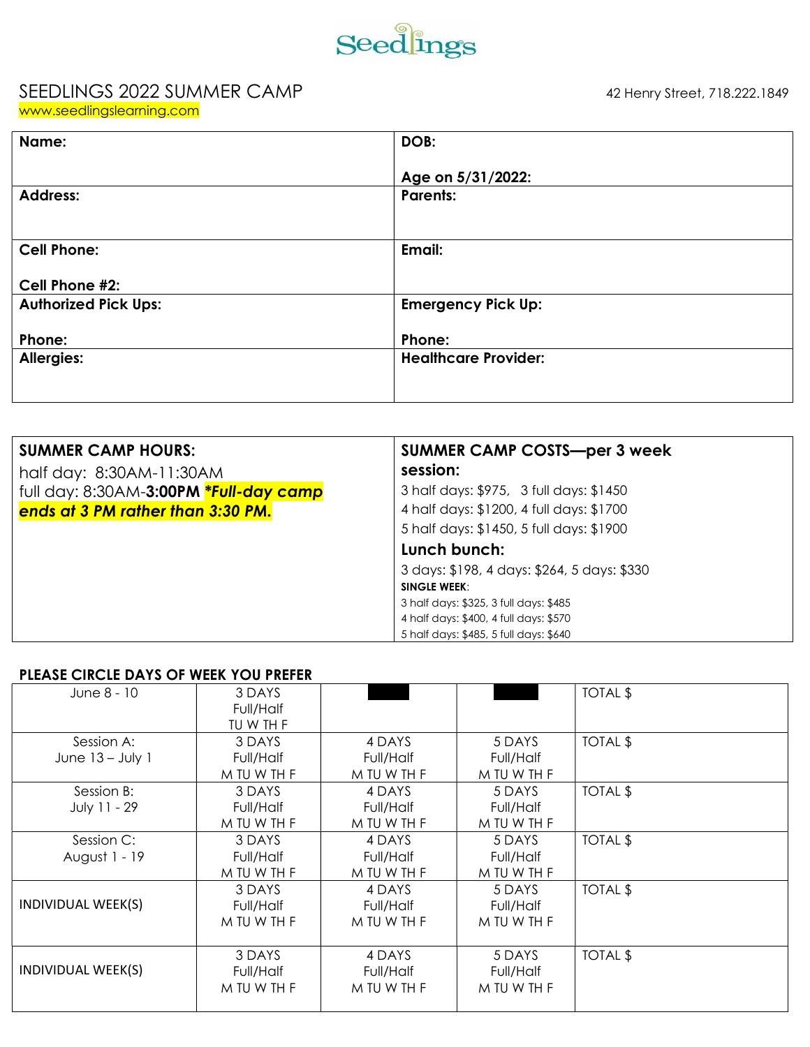Seedlings

# SEEDLINGS 2022 SUMMER CAMP

42 Henry Street, 718.222.1849

www.seedlingslearning.com

| **Name:** | **DOB:**<br><br>**Age on 5/31/2022:** |
|---|---|
| **Address:** | **Parents:** |
| **Cell Phone:**<br><br>**Cell Phone #2:** | **Email:** |
| **Authorized Pick Ups:**<br><br>**Phone:** | **Emergency Pick Up:**<br><br>**Phone:** |
| **Allergies:** | **Healthcare Provider:** |

| **SUMMER CAMP HOURS:** | **SUMMER CAMP COSTS—per 3 week session:** |
|---|---|
| half day: 8:30AM-11:30AM<br>full day: 8:30AM-**3:00PM** ***\*Full-day camp ends at 3 PM rather than 3:30 PM.*** | 3 half days: $975, 3 full days: $1450<br>4 half days: $1200, 4 full days: $1700<br>5 half days: $1450, 5 full days: $1900<br>**Lunch bunch:**<br>3 days: $198, 4 days: $264, 5 days: $330<br>**SINGLE WEEK**:<br>3 half days: $325, 3 full days: $485<br>4 half days: $400, 4 full days: $570<br>5 half days: $485, 5 full days: $640 |

**PLEASE CIRCLE DAYS OF WEEK YOU PREFER**

| | | | | |
|---|---|---|---|---|
| June 8 - 10 | 3 DAYS<br>Full/Half<br>TU W TH F | | | TOTAL $ |
| Session A:<br>June 13 – July 1 | 3 DAYS<br>Full/Half<br>M TU W TH F | 4 DAYS<br>Full/Half<br>M TU W TH F | 5 DAYS<br>Full/Half<br>M TU W TH F | TOTAL $ |
| Session B:<br>July 11 - 29 | 3 DAYS<br>Full/Half<br>M TU W TH F | 4 DAYS<br>Full/Half<br>M TU W TH F | 5 DAYS<br>Full/Half<br>M TU W TH F | TOTAL $ |
| Session C:<br>August 1 - 19 | 3 DAYS<br>Full/Half<br>M TU W TH F | 4 DAYS<br>Full/Half<br>M TU W TH F | 5 DAYS<br>Full/Half<br>M TU W TH F | TOTAL $ |
| INDIVIDUAL WEEK(S) | 3 DAYS<br>Full/Half<br>M TU W TH F | 4 DAYS<br>Full/Half<br>M TU W TH F | 5 DAYS<br>Full/Half<br>M TU W TH F | TOTAL $ |
| INDIVIDUAL WEEK(S) | 3 DAYS<br>Full/Half<br>M TU W TH F | 4 DAYS<br>Full/Half<br>M TU W TH F | 5 DAYS<br>Full/Half<br>M TU W TH F | TOTAL $ |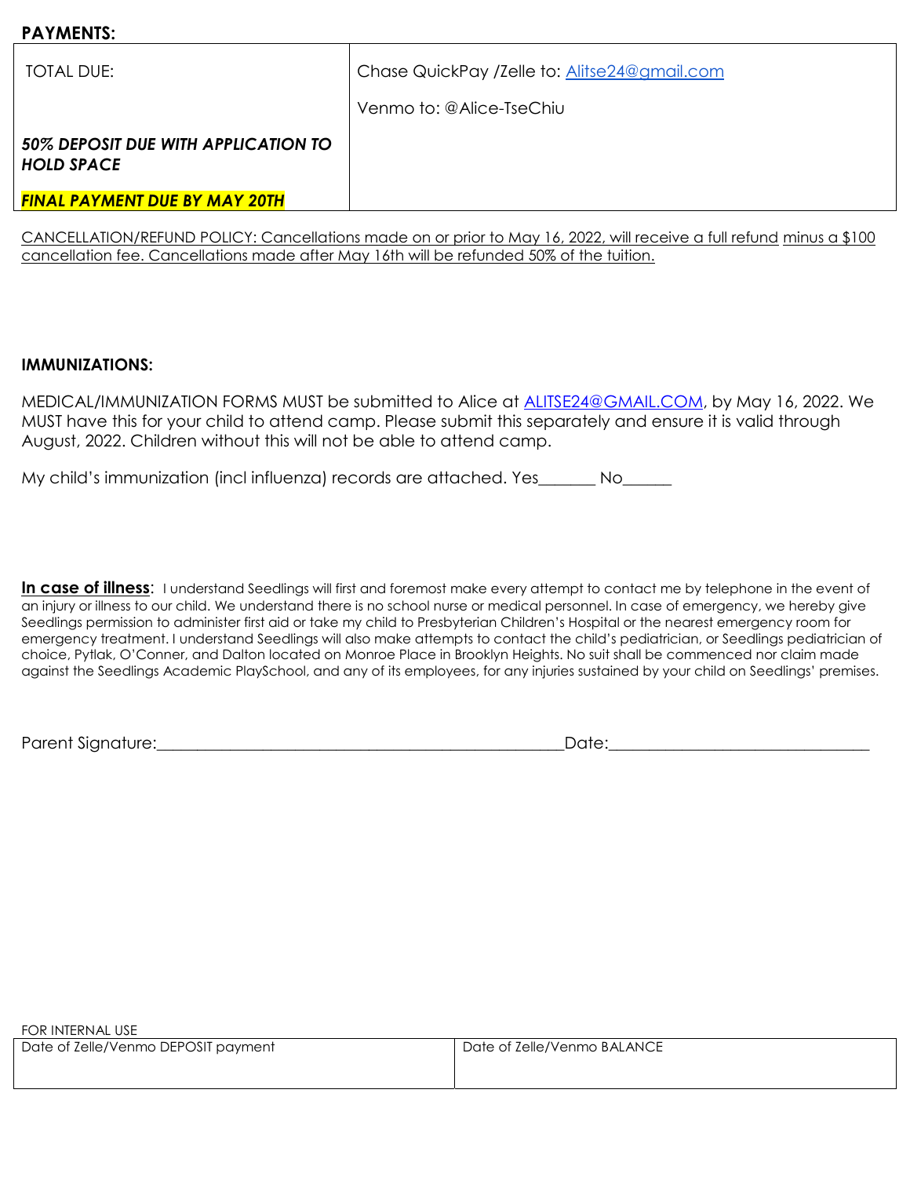**PAYMENTS:**

| | |
|---|---|
| TOTAL DUE:<br><br>***50% DEPOSIT DUE WITH APPLICATION TO HOLD SPACE***<br><br>***FINAL PAYMENT DUE BY MAY 20TH*** | Chase QuickPay /Zelle to: Alitse24@gmail.com<br><br>Venmo to: @Alice-TseChiu |

CANCELLATION/REFUND POLICY: Cancellations made on or prior to May 16, 2022, will receive a full refund minus a $100 cancellation fee. Cancellations made after May 16th will be refunded 50% of the tuition.

**IMMUNIZATIONS:**

MEDICAL/IMMUNIZATION FORMS MUST be submitted to Alice at ALITSE24@GMAIL.COM, by May 16, 2022. We MUST have this for your child to attend camp. Please submit this separately and ensure it is valid through August, 2022. Children without this will not be able to attend camp.

My child's immunization (incl influenza) records are attached. Yes_______ No______

**In case of illness**: I understand Seedlings will first and foremost make every attempt to contact me by telephone in the event of an injury or illness to our child. We understand there is no school nurse or medical personnel. In case of emergency, we hereby give Seedlings permission to administer first aid or take my child to Presbyterian Children's Hospital or the nearest emergency room for emergency treatment. I understand Seedlings will also make attempts to contact the child's pediatrician, or Seedlings pediatrician of choice, Pytlak, O'Conner, and Dalton located on Monroe Place in Brooklyn Heights. No suit shall be commenced nor claim made against the Seedlings Academic PlaySchool, and any of its employees, for any injuries sustained by your child on Seedlings' premises.

Parent Signature:__________________________________________________Date:______________________________

FOR INTERNAL USE

| Date of Zelle/Venmo DEPOSIT payment | Date of Zelle/Venmo BALANCE |
|---|---|
| | |